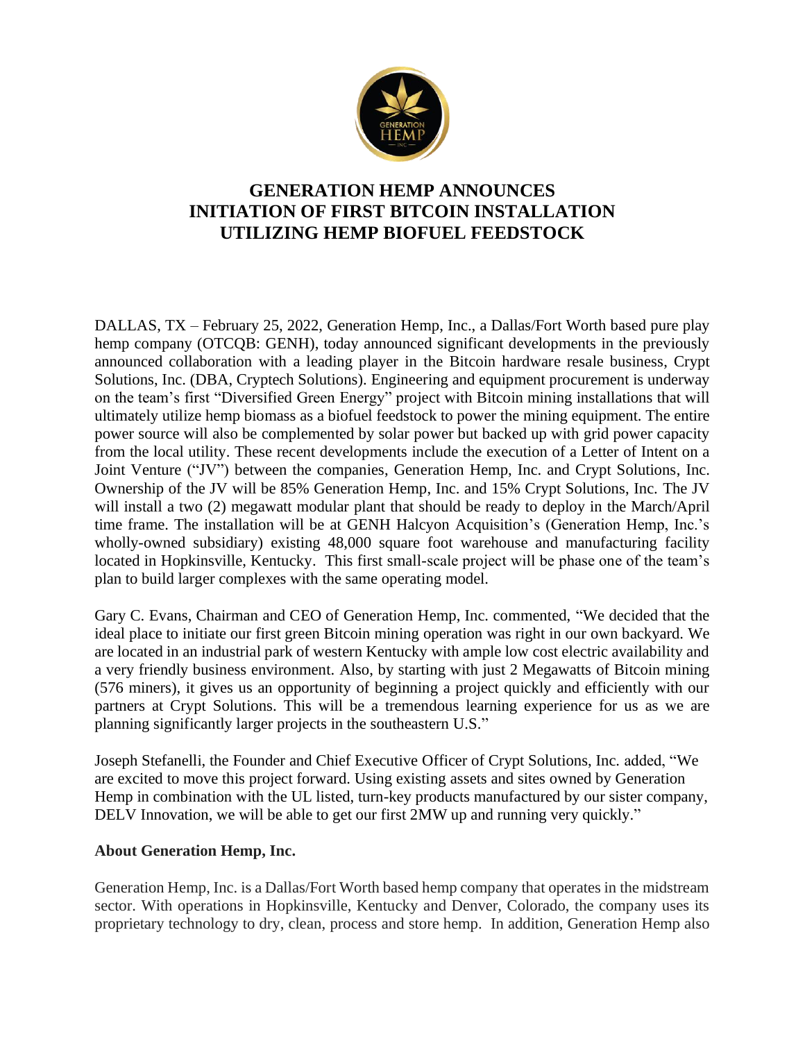# GENERATION HEMP ANNOUNCES INITIATION OF FIRST BITCOIN INSTALLATION UTILIZING HEMP BIOFUEL FEEDSTOCK

DALLAS, TX – February 25, 2022, Generation Hemp, Inc., a Dallas/Fort Worth based pure play hemp company (OTCQB: GENH), today announced significant developments in the previously announced collaboration with a leading player in the Bitcoin hardware resale business, Crypt Solutions, Inc. (DBA, Cryptech Solutions). Engineering and equipment procurement is underway on the team's first "Diversified Green Energy" project with Bitcoin mining installations that will ultimately utilize hemp biomass as a biofuel feedstock to power the mining equipment. The entire power source will also be complemented by solar power but backed up with grid power capacity from the local utility. These recent developments include the execution of a Letter of Intent on a Joint Venture ("JV") between the companies, Generation Hemp, Inc. and Crypt Solutions, Inc. Ownership of the JV will be 85% Generation Hemp, Inc. and 15% Crypt Solutions, Inc. The JV will install a two (2) megawatt modular plant that should be ready to deploy in the March/April time frame. The installation will be at GENH Halcyon Acquisition's (Generation Hemp, Inc.'s wholly-owned subsidiary) existing 48,000 square foot warehouse and manufacturing facility located in Hopkinsville, Kentucky. This first small-scale project will be phase one of the team's plan to build larger complexes with the same operating model.

Gary C. Evans, Chairman and CEO of Generation Hemp, Inc. commented, "We decided that the ideal place to initiate our first green Bitcoin mining operation was right in our own backyard. We are located in an industrial park of western Kentucky with ample low cost electric availability and a very friendly business environment. Also, by starting with just 2 Megawatts of Bitcoin mining (576 miners), it gives us an opportunity of beginning a project quickly and efficiently with our partners at Crypt Solutions. This will be a tremendous learning experience for us as we are planning significantly larger projects in the southeastern U.S."

Joseph Stefanelli, the Founder and Chief Executive Officer of Crypt Solutions, Inc. added, "We are excited to move this project forward. Using existing assets and sites owned by Generation Hemp in combination with the UL listed, turn-key products manufactured by our sister company, DELV Innovation, we will be able to get our first 2MW up and running very quickly."

**About Generation Hemp, Inc.**

Generation Hemp, Inc. is a Dallas/Fort Worth based hemp company that operates in the midstream sector. With operations in Hopkinsville, Kentucky and Denver, Colorado, the company uses its proprietary technology to dry, clean, process and store hemp. In addition, Generation Hemp also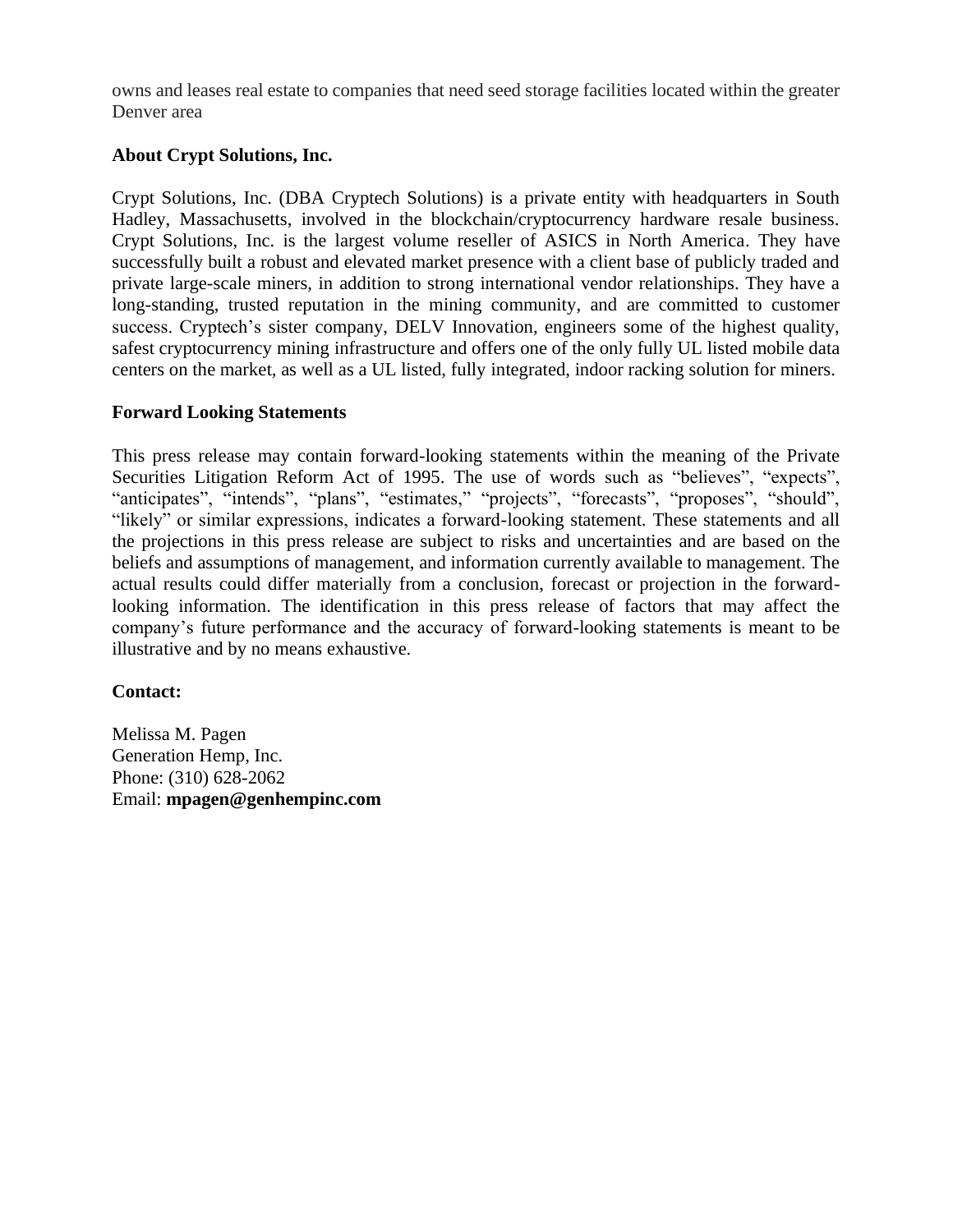owns and leases real estate to companies that need seed storage facilities located within the greater Denver area

**About Crypt Solutions, Inc.**

Crypt Solutions, Inc. (DBA Cryptech Solutions) is a private entity with headquarters in South Hadley, Massachusetts, involved in the blockchain/cryptocurrency hardware resale business. Crypt Solutions, Inc. is the largest volume reseller of ASICS in North America. They have successfully built a robust and elevated market presence with a client base of publicly traded and private large-scale miners, in addition to strong international vendor relationships. They have a long-standing, trusted reputation in the mining community, and are committed to customer success. Cryptech's sister company, DELV Innovation, engineers some of the highest quality, safest cryptocurrency mining infrastructure and offers one of the only fully UL listed mobile data centers on the market, as well as a UL listed, fully integrated, indoor racking solution for miners.

**Forward Looking Statements**

This press release may contain forward-looking statements within the meaning of the Private Securities Litigation Reform Act of 1995. The use of words such as "believes", "expects", "anticipates", "intends", "plans", "estimates," "projects", "forecasts", "proposes", "should", "likely" or similar expressions, indicates a forward-looking statement. These statements and all the projections in this press release are subject to risks and uncertainties and are based on the beliefs and assumptions of management, and information currently available to management. The actual results could differ materially from a conclusion, forecast or projection in the forward-looking information. The identification in this press release of factors that may affect the company's future performance and the accuracy of forward-looking statements is meant to be illustrative and by no means exhaustive.

**Contact:**

Melissa M. Pagen
Generation Hemp, Inc.
Phone: (310) 628-2062
Email: **mpagen@genhempinc.com**